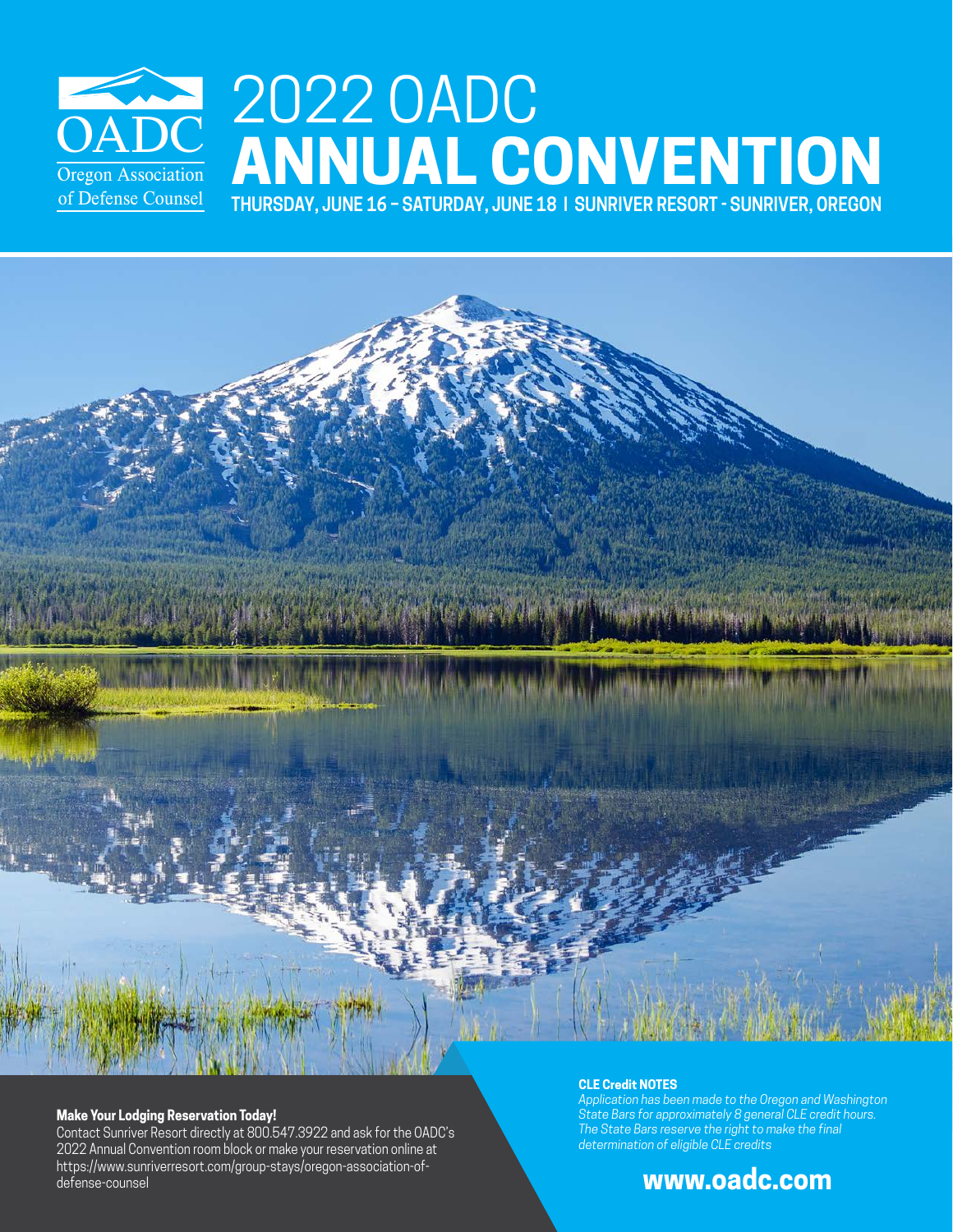OADC

Oregon Association of Defense Counsel

# 2022 OADC ANNUAL CONVENTION

**THURSDAY, JUNE 16 – SATURDAY, JUNE 18 | SUNRIVER RESORT - SUNRIVER, OREGON**

**Make Your Lodging Reservation Today!**

Contact Sunriver Resort directly at 800.547.3922 and ask for the OADC's 2022 Annual Convention room block or make your reservation online at https://www.sunriverresort.com/group-stays/oregon-association-of-defense-counsel

**CLE Credit NOTES**

*Application has been made to the Oregon and Washington State Bars for approximately 8 general CLE credit hours. The State Bars reserve the right to make the final determination of eligible CLE credits*

**www.oadc.com**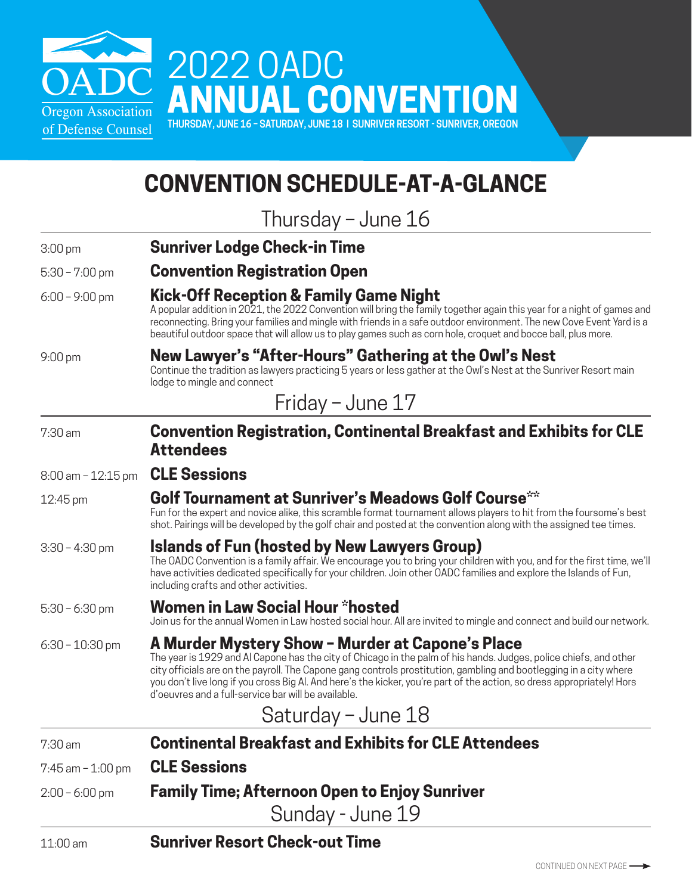OADC
Oregon Association of Defense Counsel

# 2022 OADC ANNUAL CONVENTION

**THURSDAY, JUNE 16 – SATURDAY, JUNE 18 | SUNRIVER RESORT - SUNRIVER, OREGON**

## CONVENTION SCHEDULE-AT-A-GLANCE

### Thursday – June 16

3:00 pm — **Sunriver Lodge Check-in Time**

5:30 – 7:00 pm — **Convention Registration Open**

6:00 – 9:00 pm — **Kick-Off Reception & Family Game Night**
A popular addition in 2021, the 2022 Convention will bring the family together again this year for a night of games and reconnecting. Bring your families and mingle with friends in a safe outdoor environment. The new Cove Event Yard is a beautiful outdoor space that will allow us to play games such as corn hole, croquet and bocce ball, plus more.

9:00 pm — **New Lawyer's "After-Hours" Gathering at the Owl's Nest**
Continue the tradition as lawyers practicing 5 years or less gather at the Owl's Nest at the Sunriver Resort main lodge to mingle and connect

### Friday – June 17

7:30 am — **Convention Registration, Continental Breakfast and Exhibits for CLE Attendees**

8:00 am – 12:15 pm — **CLE Sessions**

12:45 pm — **Golf Tournament at Sunriver's Meadows Golf Course****
Fun for the expert and novice alike, this scramble format tournament allows players to hit from the foursome's best shot. Pairings will be developed by the golf chair and posted at the convention along with the assigned tee times.

3:30 – 4:30 pm — **Islands of Fun (hosted by New Lawyers Group)**
The OADC Convention is a family affair. We encourage you to bring your children with you, and for the first time, we'll have activities dedicated specifically for your children. Join other OADC families and explore the Islands of Fun, including crafts and other activities.

5:30 – 6:30 pm — **Women in Law Social Hour *hosted**
Join us for the annual Women in Law hosted social hour. All are invited to mingle and connect and build our network.

6:30 – 10:30 pm — **A Murder Mystery Show – Murder at Capone's Place**
The year is 1929 and Al Capone has the city of Chicago in the palm of his hands. Judges, police chiefs, and other city officials are on the payroll. The Capone gang controls prostitution, gambling and bootlegging in a city where you don't live long if you cross Big Al. And here's the kicker, you're part of the action, so dress appropriately! Hors d'oeuvres and a full-service bar will be available.

### Saturday – June 18

7:30 am — **Continental Breakfast and Exhibits for CLE Attendees**

7:45 am – 1:00 pm — **CLE Sessions**

2:00 – 6:00 pm — **Family Time; Afternoon Open to Enjoy Sunriver**

### Sunday - June 19

11:00 am — **Sunriver Resort Check-out Time**

CONTINUED ON NEXT PAGE →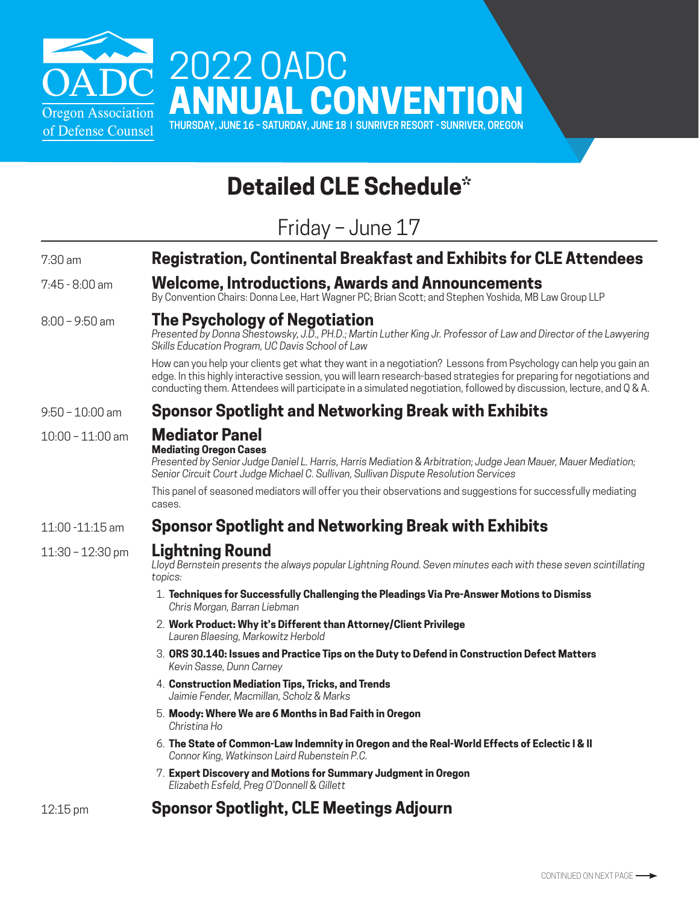OADC

Oregon Association of Defense Counsel

# 2022 OADC ANNUAL CONVENTION

THURSDAY, JUNE 16 – SATURDAY, JUNE 18 | SUNRIVER RESORT - SUNRIVER, OREGON

## Detailed CLE Schedule*

### Friday – June 17

7:30 am — **Registration, Continental Breakfast and Exhibits for CLE Attendees**

7:45 - 8:00 am — **Welcome, Introductions, Awards and Announcements**
By Convention Chairs: Donna Lee, Hart Wagner PC; Brian Scott; and Stephen Yoshida, MB Law Group LLP

8:00 – 9:50 am — **The Psychology of Negotiation**
*Presented by Donna Shestowsky, J.D., PH.D.; Martin Luther King Jr. Professor of Law and Director of the Lawyering Skills Education Program, UC Davis School of Law*

How can you help your clients get what they want in a negotiation? Lessons from Psychology can help you gain an edge. In this highly interactive session, you will learn research-based strategies for preparing for negotiations and conducting them. Attendees will participate in a simulated negotiation, followed by discussion, lecture, and Q & A.

9:50 – 10:00 am — **Sponsor Spotlight and Networking Break with Exhibits**

10:00 – 11:00 am — **Mediator Panel**
**Mediating Oregon Cases**
*Presented by Senior Judge Daniel L. Harris, Harris Mediation & Arbitration; Judge Jean Mauer, Mauer Mediation; Senior Circuit Court Judge Michael C. Sullivan, Sullivan Dispute Resolution Services*

This panel of seasoned mediators will offer you their observations and suggestions for successfully mediating cases.

11:00 -11:15 am — **Sponsor Spotlight and Networking Break with Exhibits**

11:30 – 12:30 pm — **Lightning Round**
*Lloyd Bernstein presents the always popular Lightning Round. Seven minutes each with these seven scintillating topics:*

1. **Techniques for Successfully Challenging the Pleadings Via Pre-Answer Motions to Dismiss**
   *Chris Morgan, Barran Liebman*
2. **Work Product: Why it's Different than Attorney/Client Privilege**
   *Lauren Blaesing, Markowitz Herbold*
3. **ORS 30.140: Issues and Practice Tips on the Duty to Defend in Construction Defect Matters**
   *Kevin Sasse, Dunn Carney*
4. **Construction Mediation Tips, Tricks, and Trends**
   *Jaimie Fender, Macmillan, Scholz & Marks*
5. **Moody: Where We are 6 Months in Bad Faith in Oregon**
   *Christina Ho*
6. **The State of Common-Law Indemnity in Oregon and the Real-World Effects of Eclectic I & II**
   *Connor King, Watkinson Laird Rubenstein P.C.*
7. **Expert Discovery and Motions for Summary Judgment in Oregon**
   *Elizabeth Esfeld, Preg O'Donnell & Gillett*

12:15 pm — **Sponsor Spotlight, CLE Meetings Adjourn**

CONTINUED ON NEXT PAGE →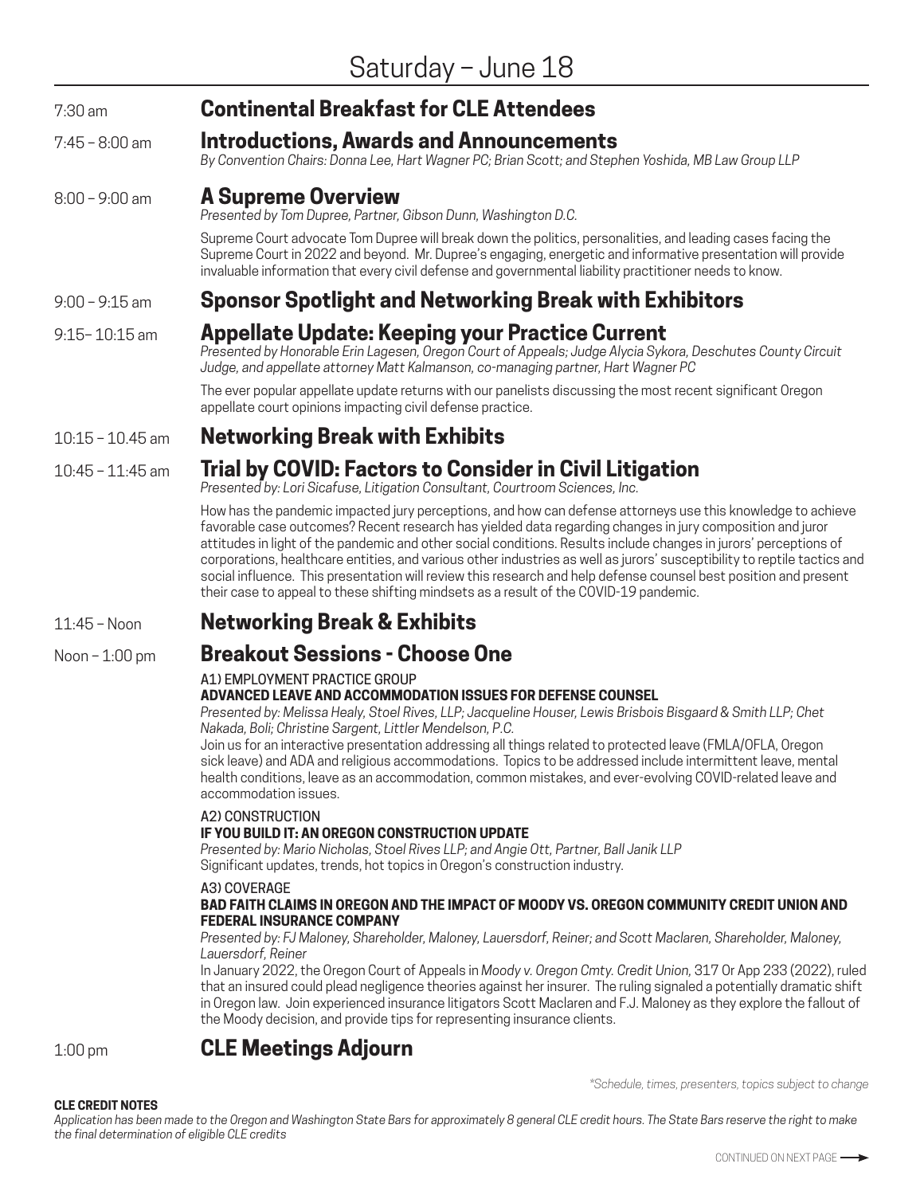# Saturday – June 18

**7:30 am** — **Continental Breakfast for CLE Attendees**

**7:45 – 8:00 am** — **Introductions, Awards and Announcements**

*By Convention Chairs: Donna Lee, Hart Wagner PC; Brian Scott; and Stephen Yoshida, MB Law Group LLP*

**8:00 – 9:00 am** — **A Supreme Overview**

*Presented by Tom Dupree, Partner, Gibson Dunn, Washington D.C.*

Supreme Court advocate Tom Dupree will break down the politics, personalities, and leading cases facing the Supreme Court in 2022 and beyond. Mr. Dupree's engaging, energetic and informative presentation will provide invaluable information that every civil defense and governmental liability practitioner needs to know.

**9:00 – 9:15 am** — **Sponsor Spotlight and Networking Break with Exhibitors**

**9:15– 10:15 am** — **Appellate Update: Keeping your Practice Current**

*Presented by Honorable Erin Lagesen, Oregon Court of Appeals; Judge Alycia Sykora, Deschutes County Circuit Judge, and appellate attorney Matt Kalmanson, co-managing partner, Hart Wagner PC*

The ever popular appellate update returns with our panelists discussing the most recent significant Oregon appellate court opinions impacting civil defense practice.

**10:15 – 10.45 am** — **Networking Break with Exhibits**

**10:45 – 11:45 am** — **Trial by COVID: Factors to Consider in Civil Litigation**

*Presented by: Lori Sicafuse, Litigation Consultant, Courtroom Sciences, Inc.*

How has the pandemic impacted jury perceptions, and how can defense attorneys use this knowledge to achieve favorable case outcomes? Recent research has yielded data regarding changes in jury composition and juror attitudes in light of the pandemic and other social conditions. Results include changes in jurors' perceptions of corporations, healthcare entities, and various other industries as well as jurors' susceptibility to reptile tactics and social influence. This presentation will review this research and help defense counsel best position and present their case to appeal to these shifting mindsets as a result of the COVID-19 pandemic.

**11:45 – Noon** — **Networking Break & Exhibits**

**Noon – 1:00 pm** — **Breakout Sessions - Choose One**

A1) EMPLOYMENT PRACTICE GROUP
**ADVANCED LEAVE AND ACCOMMODATION ISSUES FOR DEFENSE COUNSEL**
*Presented by: Melissa Healy, Stoel Rives, LLP; Jacqueline Houser, Lewis Brisbois Bisgaard & Smith LLP; Chet Nakada, Boli; Christine Sargent, Littler Mendelson, P.C.*
Join us for an interactive presentation addressing all things related to protected leave (FMLA/OFLA, Oregon sick leave) and ADA and religious accommodations. Topics to be addressed include intermittent leave, mental health conditions, leave as an accommodation, common mistakes, and ever-evolving COVID-related leave and accommodation issues.

A2) CONSTRUCTION
**IF YOU BUILD IT: AN OREGON CONSTRUCTION UPDATE**
*Presented by: Mario Nicholas, Stoel Rives LLP; and Angie Ott, Partner, Ball Janik LLP*
Significant updates, trends, hot topics in Oregon's construction industry.

A3) COVERAGE
**BAD FAITH CLAIMS IN OREGON AND THE IMPACT OF MOODY VS. OREGON COMMUNITY CREDIT UNION AND FEDERAL INSURANCE COMPANY**
*Presented by: FJ Maloney, Shareholder, Maloney, Lauersdorf, Reiner; and Scott Maclaren, Shareholder, Maloney, Lauersdorf, Reiner*
In January 2022, the Oregon Court of Appeals in *Moody v. Oregon Cmty. Credit Union,* 317 Or App 233 (2022), ruled that an insured could plead negligence theories against her insurer. The ruling signaled a potentially dramatic shift in Oregon law. Join experienced insurance litigators Scott Maclaren and F.J. Maloney as they explore the fallout of the Moody decision, and provide tips for representing insurance clients.

**1:00 pm** — **CLE Meetings Adjourn**

*\*Schedule, times, presenters, topics subject to change*

**CLE CREDIT NOTES**

*Application has been made to the Oregon and Washington State Bars for approximately 8 general CLE credit hours. The State Bars reserve the right to make the final determination of eligible CLE credits*

CONTINUED ON NEXT PAGE →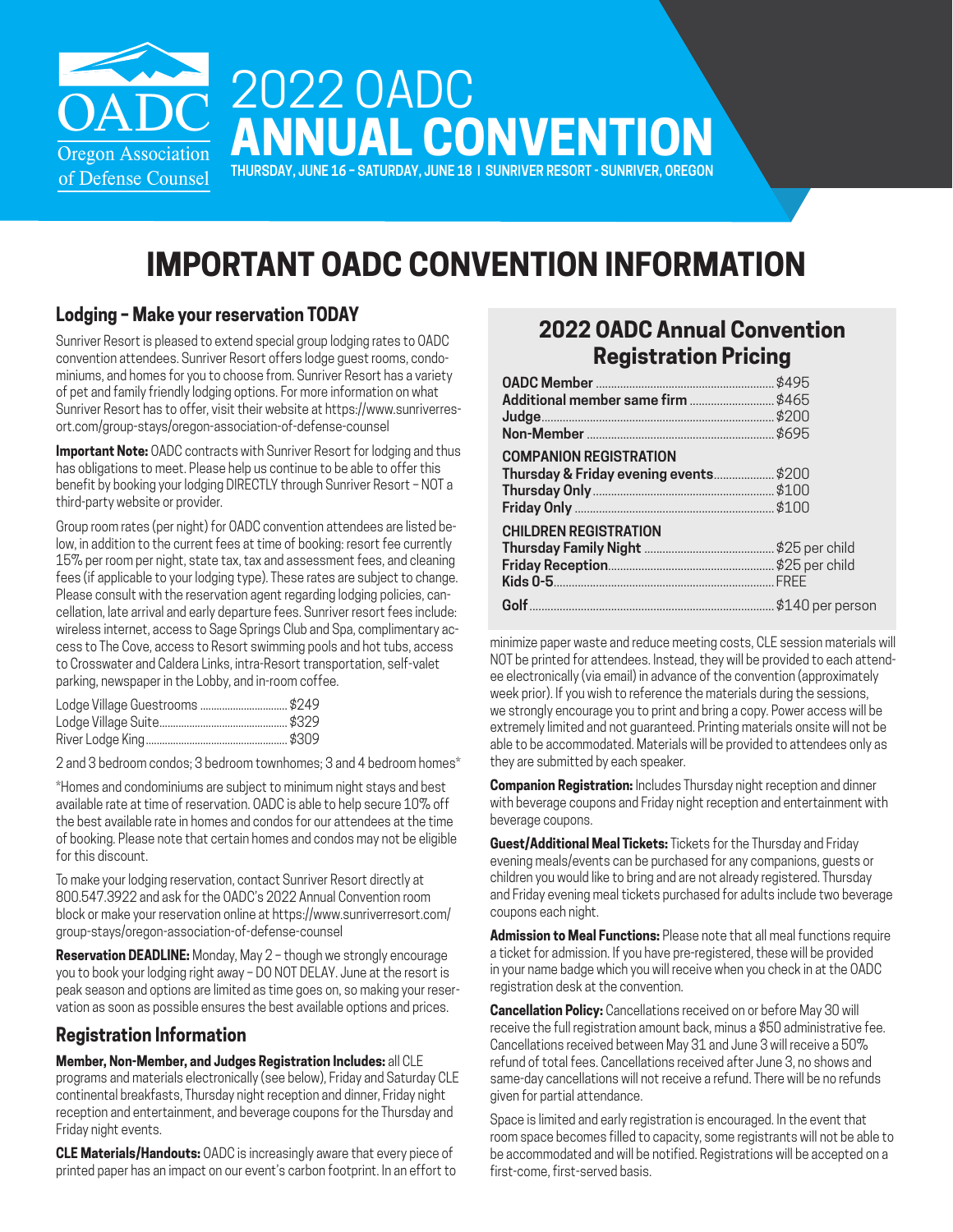OADC
Oregon Association of Defense Counsel

# 2022 OADC ANNUAL CONVENTION

THURSDAY, JUNE 16 – SATURDAY, JUNE 18 | SUNRIVER RESORT - SUNRIVER, OREGON

# IMPORTANT OADC CONVENTION INFORMATION

## Lodging – Make your reservation TODAY

Sunriver Resort is pleased to extend special group lodging rates to OADC convention attendees. Sunriver Resort offers lodge guest rooms, condominiums, and homes for you to choose from. Sunriver Resort has a variety of pet and family friendly lodging options. For more information on what Sunriver Resort has to offer, visit their website at https://www.sunriverresort.com/group-stays/oregon-association-of-defense-counsel

**Important Note:** OADC contracts with Sunriver Resort for lodging and thus has obligations to meet. Please help us continue to be able to offer this benefit by booking your lodging DIRECTLY through Sunriver Resort – NOT a third-party website or provider.

Group room rates (per night) for OADC convention attendees are listed below, in addition to the current fees at time of booking: resort fee currently 15% per room per night, state tax, tax and assessment fees, and cleaning fees (if applicable to your lodging type). These rates are subject to change. Please consult with the reservation agent regarding lodging policies, cancellation, late arrival and early departure fees. Sunriver resort fees include: wireless internet, access to Sage Springs Club and Spa, complimentary access to The Cove, access to Resort swimming pools and hot tubs, access to Crosswater and Caldera Links, intra-Resort transportation, self-valet parking, newspaper in the Lobby, and in-room coffee.

| | |
|---|---|
| Lodge Village Guestrooms | $249 |
| Lodge Village Suite | $329 |
| River Lodge King | $309 |

2 and 3 bedroom condos; 3 bedroom townhomes; 3 and 4 bedroom homes*

*Homes and condominiums are subject to minimum night stays and best available rate at time of reservation. OADC is able to help secure 10% off the best available rate in homes and condos for our attendees at the time of booking. Please note that certain homes and condos may not be eligible for this discount.

To make your lodging reservation, contact Sunriver Resort directly at 800.547.3922 and ask for the OADC's 2022 Annual Convention room block or make your reservation online at https://www.sunriverresort.com/group-stays/oregon-association-of-defense-counsel

**Reservation DEADLINE:** Monday, May 2 – though we strongly encourage you to book your lodging right away – DO NOT DELAY. June at the resort is peak season and options are limited as time goes on, so making your reservation as soon as possible ensures the best available options and prices.

## Registration Information

**Member, Non-Member, and Judges Registration Includes:** all CLE programs and materials electronically (see below), Friday and Saturday CLE continental breakfasts, Thursday night reception and dinner, Friday night reception and entertainment, and beverage coupons for the Thursday and Friday night events.

**CLE Materials/Handouts:** OADC is increasingly aware that every piece of printed paper has an impact on our event's carbon footprint. In an effort to minimize paper waste and reduce meeting costs, CLE session materials will NOT be printed for attendees. Instead, they will be provided to each attendee electronically (via email) in advance of the convention (approximately week prior). If you wish to reference the materials during the sessions, we strongly encourage you to print and bring a copy. Power access will be extremely limited and not guaranteed. Printing materials onsite will not be able to be accommodated. Materials will be provided to attendees only as they are submitted by each speaker.

**Companion Registration:** Includes Thursday night reception and dinner with beverage coupons and Friday night reception and entertainment with beverage coupons.

**Guest/Additional Meal Tickets:** Tickets for the Thursday and Friday evening meals/events can be purchased for any companions, guests or children you would like to bring and are not already registered. Thursday and Friday evening meal tickets purchased for adults include two beverage coupons each night.

**Admission to Meal Functions:** Please note that all meal functions require a ticket for admission. If you have pre-registered, these will be provided in your name badge which you will receive when you check in at the OADC registration desk at the convention.

**Cancellation Policy:** Cancellations received on or before May 30 will receive the full registration amount back, minus a $50 administrative fee. Cancellations received between May 31 and June 3 will receive a 50% refund of total fees. Cancellations received after June 3, no shows and same-day cancellations will not receive a refund. There will be no refunds given for partial attendance.

Space is limited and early registration is encouraged. In the event that room space becomes filled to capacity, some registrants will not be able to be accommodated and will be notified. Registrations will be accepted on a first-come, first-served basis.

## 2022 OADC Annual Convention Registration Pricing

| | |
|---|---|
| **OADC Member** | $495 |
| **Additional member same firm** | $465 |
| **Judge** | $200 |
| **Non-Member** | $695 |
| **COMPANION REGISTRATION** | |
| **Thursday & Friday evening events** | $200 |
| **Thursday Only** | $100 |
| **Friday Only** | $100 |
| **CHILDREN REGISTRATION** | |
| **Thursday Family Night** | $25 per child |
| **Friday Reception** | $25 per child |
| **Kids 0-5** | FREE |
| **Golf** | $140 per person |